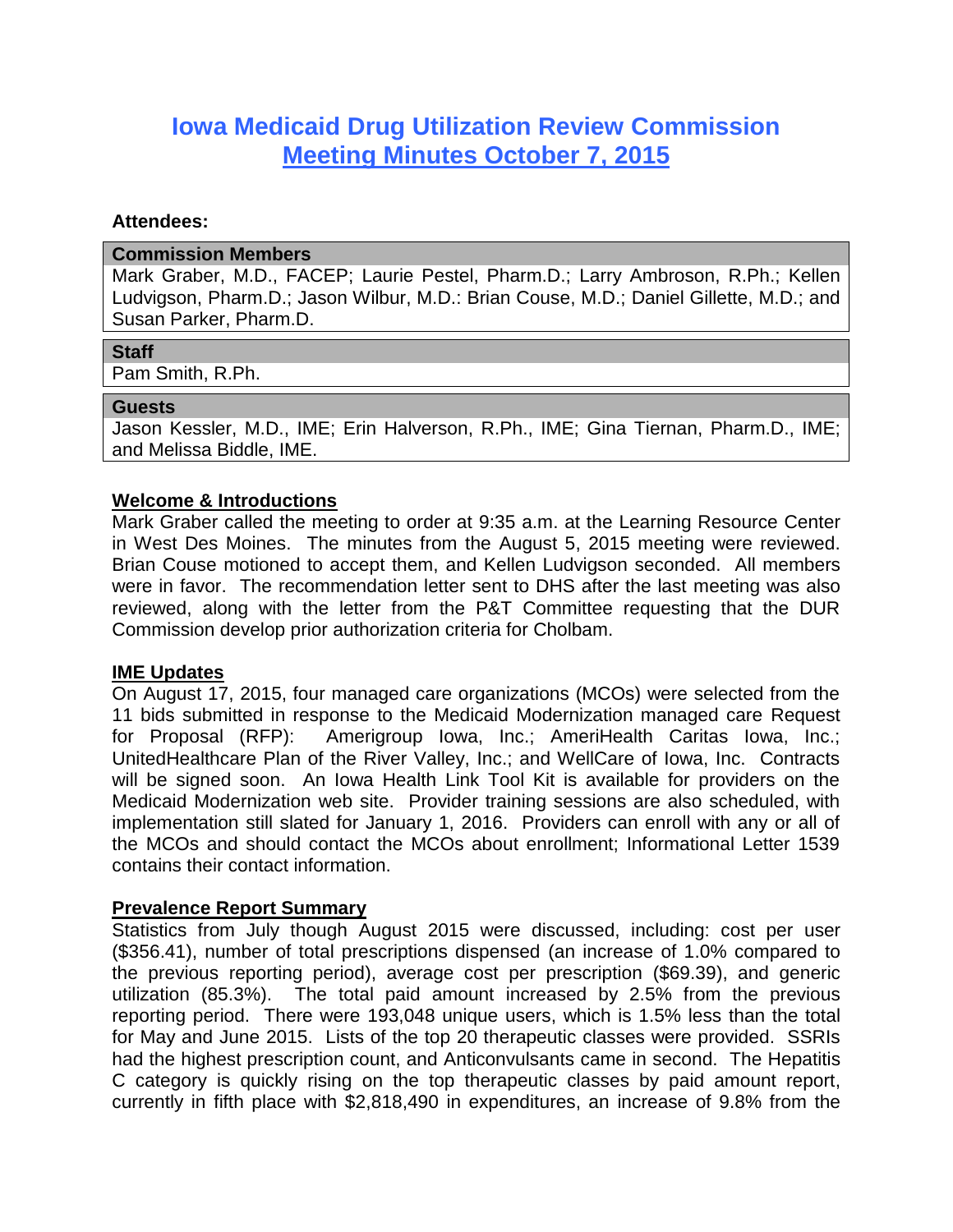# Iowa Medicaid Drug Utilization Review Commission

## Meeting Minutes October 7, 2015

**Attendees:**

| Commission Members |
| --- |
| Mark Graber, M.D., FACEP; Laurie Pestel, Pharm.D.; Larry Ambroson, R.Ph.; Kellen Ludvigson, Pharm.D.; Jason Wilbur, M.D.: Brian Couse, M.D.; Daniel Gillette, M.D.; and Susan Parker, Pharm.D. |

| Staff |
| --- |
| Pam Smith, R.Ph. |

| Guests |
| --- |
| Jason Kessler, M.D., IME; Erin Halverson, R.Ph., IME; Gina Tiernan, Pharm.D., IME; and Melissa Biddle, IME. |

**Welcome & Introductions**

Mark Graber called the meeting to order at 9:35 a.m. at the Learning Resource Center in West Des Moines. The minutes from the August 5, 2015 meeting were reviewed. Brian Couse motioned to accept them, and Kellen Ludvigson seconded. All members were in favor. The recommendation letter sent to DHS after the last meeting was also reviewed, along with the letter from the P&T Committee requesting that the DUR Commission develop prior authorization criteria for Cholbam.

**IME Updates**

On August 17, 2015, four managed care organizations (MCOs) were selected from the 11 bids submitted in response to the Medicaid Modernization managed care Request for Proposal (RFP): Amerigroup Iowa, Inc.; AmeriHealth Caritas Iowa, Inc.; UnitedHealthcare Plan of the River Valley, Inc.; and WellCare of Iowa, Inc. Contracts will be signed soon. An Iowa Health Link Tool Kit is available for providers on the Medicaid Modernization web site. Provider training sessions are also scheduled, with implementation still slated for January 1, 2016. Providers can enroll with any or all of the MCOs and should contact the MCOs about enrollment; Informational Letter 1539 contains their contact information.

**Prevalence Report Summary**

Statistics from July though August 2015 were discussed, including: cost per user ($356.41), number of total prescriptions dispensed (an increase of 1.0% compared to the previous reporting period), average cost per prescription ($69.39), and generic utilization (85.3%). The total paid amount increased by 2.5% from the previous reporting period. There were 193,048 unique users, which is 1.5% less than the total for May and June 2015. Lists of the top 20 therapeutic classes were provided. SSRIs had the highest prescription count, and Anticonvulsants came in second. The Hepatitis C category is quickly rising on the top therapeutic classes by paid amount report, currently in fifth place with $2,818,490 in expenditures, an increase of 9.8% from the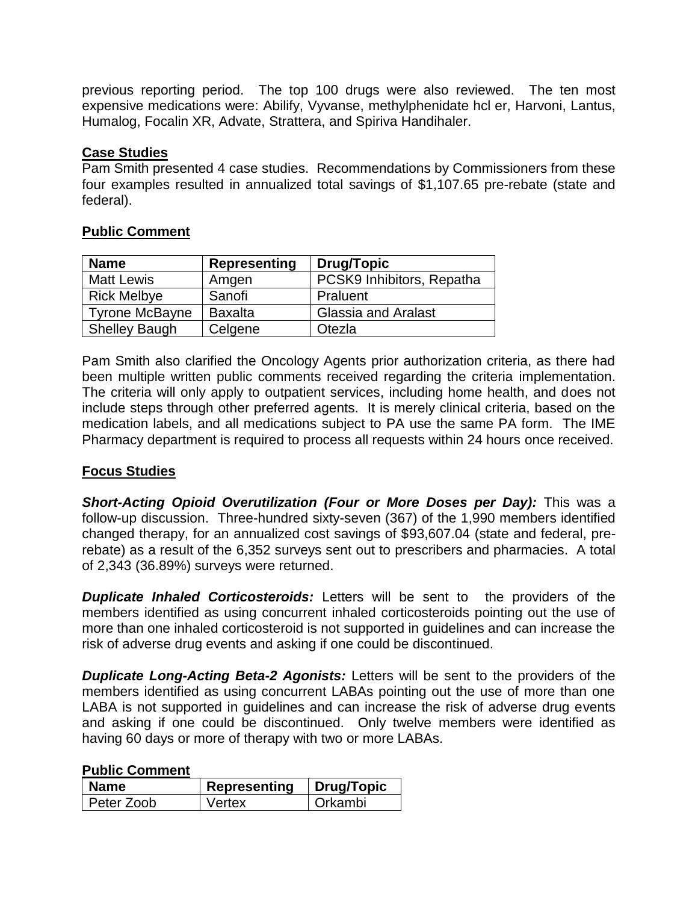previous reporting period. The top 100 drugs were also reviewed. The ten most expensive medications were: Abilify, Vyvanse, methylphenidate hcl er, Harvoni, Lantus, Humalog, Focalin XR, Advate, Strattera, and Spiriva Handihaler.

## Case Studies

Pam Smith presented 4 case studies. Recommendations by Commissioners from these four examples resulted in annualized total savings of $1,107.65 pre-rebate (state and federal).

## Public Comment

| Name | Representing | Drug/Topic |
|---|---|---|
| Matt Lewis | Amgen | PCSK9 Inhibitors, Repatha |
| Rick Melbye | Sanofi | Praluent |
| Tyrone McBayne | Baxalta | Glassia and Aralast |
| Shelley Baugh | Celgene | Otezla |

Pam Smith also clarified the Oncology Agents prior authorization criteria, as there had been multiple written public comments received regarding the criteria implementation. The criteria will only apply to outpatient services, including home health, and does not include steps through other preferred agents. It is merely clinical criteria, based on the medication labels, and all medications subject to PA use the same PA form. The IME Pharmacy department is required to process all requests within 24 hours once received.

## Focus Studies

***Short-Acting Opioid Overutilization (Four or More Doses per Day):*** This was a follow-up discussion. Three-hundred sixty-seven (367) of the 1,990 members identified changed therapy, for an annualized cost savings of $93,607.04 (state and federal, pre-rebate) as a result of the 6,352 surveys sent out to prescribers and pharmacies. A total of 2,343 (36.89%) surveys were returned.

***Duplicate Inhaled Corticosteroids:*** Letters will be sent to the providers of the members identified as using concurrent inhaled corticosteroids pointing out the use of more than one inhaled corticosteroid is not supported in guidelines and can increase the risk of adverse drug events and asking if one could be discontinued.

***Duplicate Long-Acting Beta-2 Agonists:*** Letters will be sent to the providers of the members identified as using concurrent LABAs pointing out the use of more than one LABA is not supported in guidelines and can increase the risk of adverse drug events and asking if one could be discontinued. Only twelve members were identified as having 60 days or more of therapy with two or more LABAs.

## Public Comment

| Name | Representing | Drug/Topic |
|---|---|---|
| Peter Zoob | Vertex | Orkambi |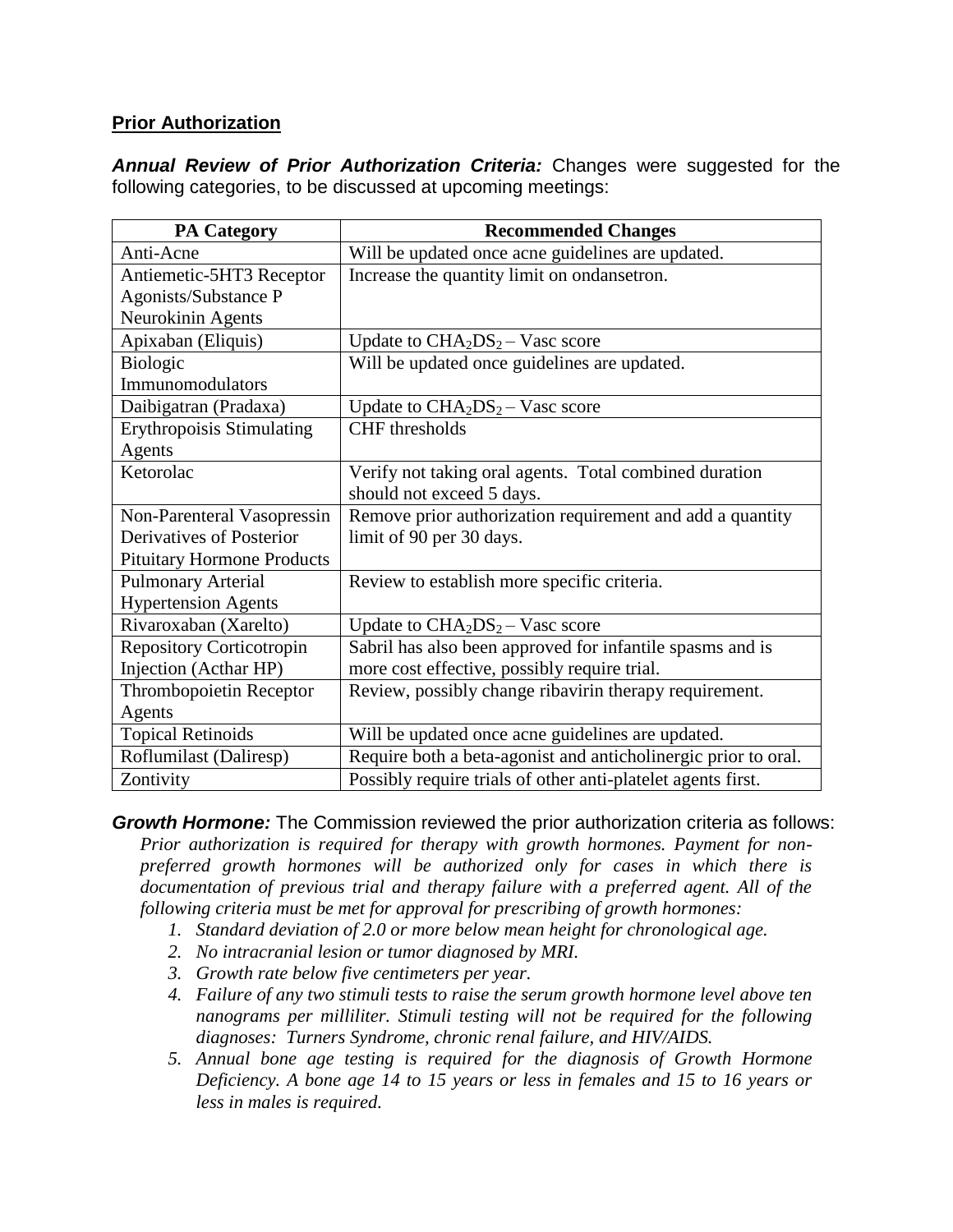**Prior Authorization**

***Annual Review of Prior Authorization Criteria:*** Changes were suggested for the following categories, to be discussed at upcoming meetings:

| PA Category | Recommended Changes |
|---|---|
| Anti-Acne | Will be updated once acne guidelines are updated. |
| Antiemetic-5HT3 Receptor Agonists/Substance P Neurokinin Agents | Increase the quantity limit on ondansetron. |
| Apixaban (Eliquis) | Update to $CHA_2DS_2$ – Vasc score |
| Biologic Immunomodulators | Will be updated once guidelines are updated. |
| Daibigatran (Pradaxa) | Update to $CHA_2DS_2$ – Vasc score |
| Erythropoisis Stimulating Agents | CHF thresholds |
| Ketorolac | Verify not taking oral agents. Total combined duration should not exceed 5 days. |
| Non-Parenteral Vasopressin Derivatives of Posterior Pituitary Hormone Products | Remove prior authorization requirement and add a quantity limit of 90 per 30 days. |
| Pulmonary Arterial Hypertension Agents | Review to establish more specific criteria. |
| Rivaroxaban (Xarelto) | Update to $CHA_2DS_2$ – Vasc score |
| Repository Corticotropin Injection (Acthar HP) | Sabril has also been approved for infantile spasms and is more cost effective, possibly require trial. |
| Thrombopoietin Receptor Agents | Review, possibly change ribavirin therapy requirement. |
| Topical Retinoids | Will be updated once acne guidelines are updated. |
| Roflumilast (Daliresp) | Require both a beta-agonist and anticholinergic prior to oral. |
| Zontivity | Possibly require trials of other anti-platelet agents first. |

***Growth Hormone:*** The Commission reviewed the prior authorization criteria as follows:

*Prior authorization is required for therapy with growth hormones. Payment for non-preferred growth hormones will be authorized only for cases in which there is documentation of previous trial and therapy failure with a preferred agent. All of the following criteria must be met for approval for prescribing of growth hormones:*

1. *Standard deviation of 2.0 or more below mean height for chronological age.*
2. *No intracranial lesion or tumor diagnosed by MRI.*
3. *Growth rate below five centimeters per year.*
4. *Failure of any two stimuli tests to raise the serum growth hormone level above ten nanograms per milliliter. Stimuli testing will not be required for the following diagnoses: Turners Syndrome, chronic renal failure, and HIV/AIDS.*
5. *Annual bone age testing is required for the diagnosis of Growth Hormone Deficiency. A bone age 14 to 15 years or less in females and 15 to 16 years or less in males is required.*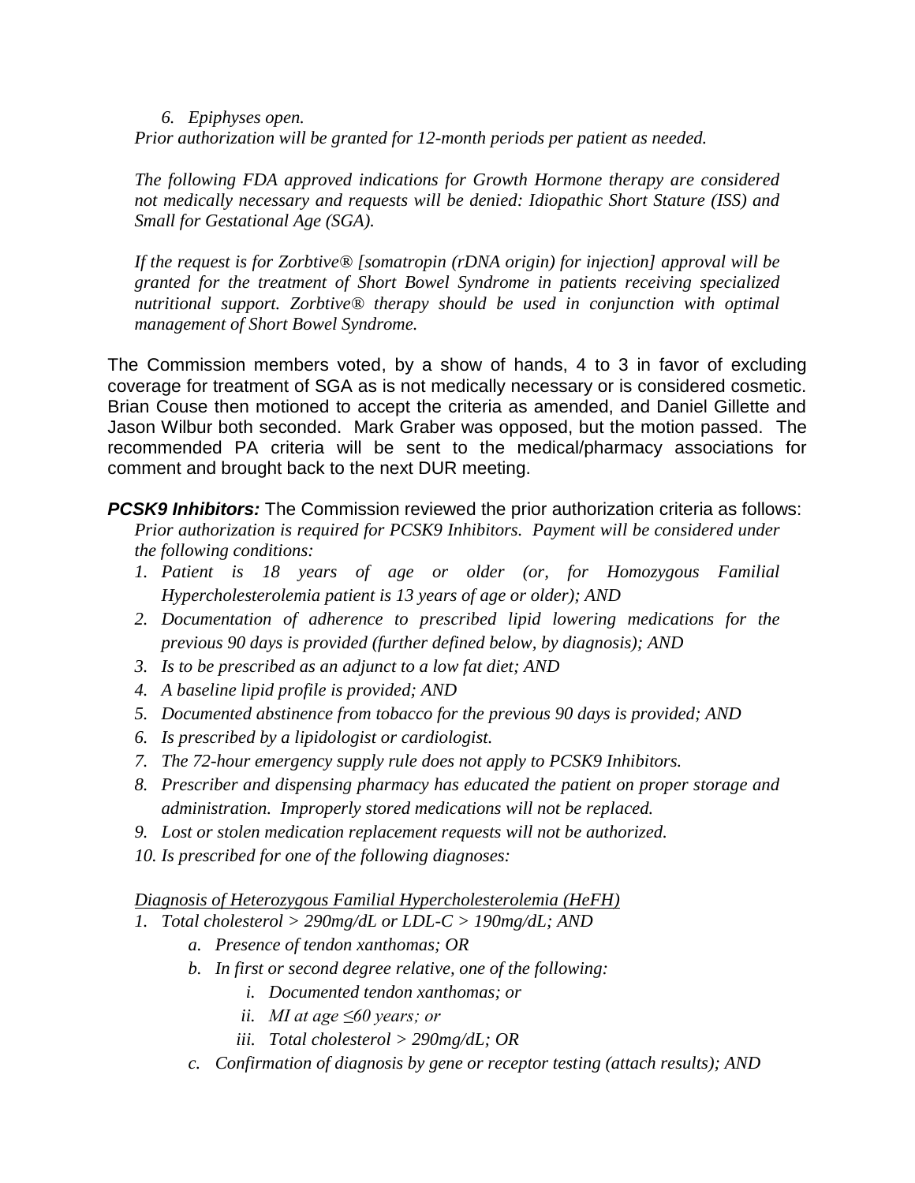6. *Epiphyses open.*

*Prior authorization will be granted for 12-month periods per patient as needed.*

*The following FDA approved indications for Growth Hormone therapy are considered not medically necessary and requests will be denied: Idiopathic Short Stature (ISS) and Small for Gestational Age (SGA).*

*If the request is for Zorbtive® [somatropin (rDNA origin) for injection] approval will be granted for the treatment of Short Bowel Syndrome in patients receiving specialized nutritional support. Zorbtive® therapy should be used in conjunction with optimal management of Short Bowel Syndrome.*

The Commission members voted, by a show of hands, 4 to 3 in favor of excluding coverage for treatment of SGA as is not medically necessary or is considered cosmetic. Brian Couse then motioned to accept the criteria as amended, and Daniel Gillette and Jason Wilbur both seconded. Mark Graber was opposed, but the motion passed. The recommended PA criteria will be sent to the medical/pharmacy associations for comment and brought back to the next DUR meeting.

***PCSK9 Inhibitors:*** The Commission reviewed the prior authorization criteria as follows:

*Prior authorization is required for PCSK9 Inhibitors. Payment will be considered under the following conditions:*

1. *Patient is 18 years of age or older (or, for Homozygous Familial Hypercholesterolemia patient is 13 years of age or older); AND*
2. *Documentation of adherence to prescribed lipid lowering medications for the previous 90 days is provided (further defined below, by diagnosis); AND*
3. *Is to be prescribed as an adjunct to a low fat diet; AND*
4. *A baseline lipid profile is provided; AND*
5. *Documented abstinence from tobacco for the previous 90 days is provided; AND*
6. *Is prescribed by a lipidologist or cardiologist.*
7. *The 72-hour emergency supply rule does not apply to PCSK9 Inhibitors.*
8. *Prescriber and dispensing pharmacy has educated the patient on proper storage and administration. Improperly stored medications will not be replaced.*
9. *Lost or stolen medication replacement requests will not be authorized.*
10. *Is prescribed for one of the following diagnoses:*

*Diagnosis of Heterozygous Familial Hypercholesterolemia (HeFH)*

1. *Total cholesterol > 290mg/dL or LDL-C > 190mg/dL; AND*
   a. *Presence of tendon xanthomas; OR*
   b. *In first or second degree relative, one of the following:*
      i. *Documented tendon xanthomas; or*
      ii. *MI at age ≤60 years; or*
      iii. *Total cholesterol > 290mg/dL; OR*
   c. *Confirmation of diagnosis by gene or receptor testing (attach results); AND*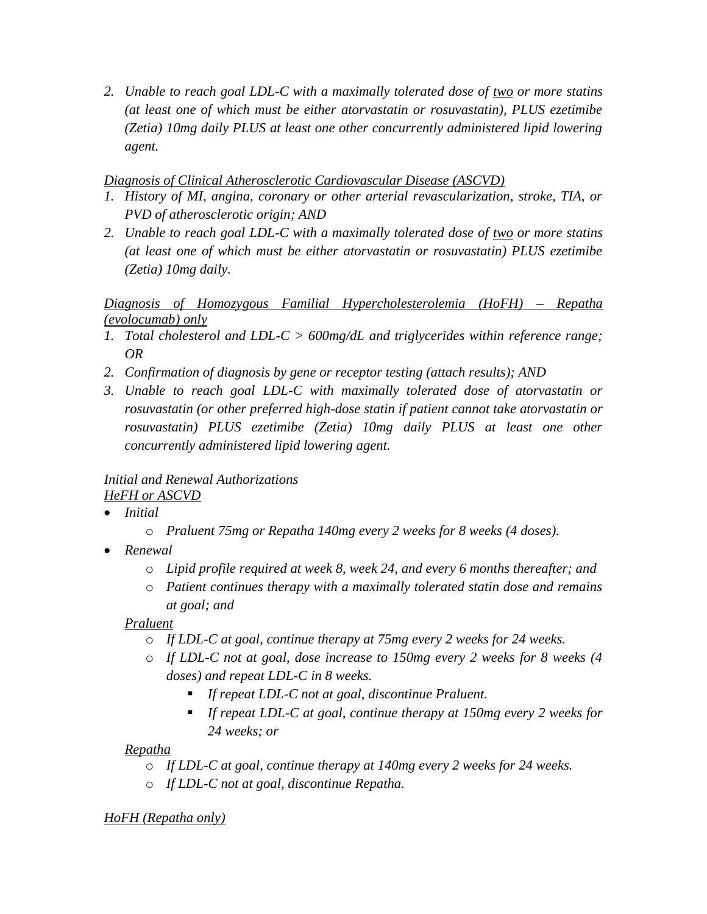2. *Unable to reach goal LDL-C with a maximally tolerated dose of <u>two</u> or more statins (at least one of which must be either atorvastatin or rosuvastatin), PLUS ezetimibe (Zetia) 10mg daily PLUS at least one other concurrently administered lipid lowering agent.*

*<u>Diagnosis of Clinical Atherosclerotic Cardiovascular Disease (ASCVD)</u>*

1. *History of MI, angina, coronary or other arterial revascularization, stroke, TIA, or PVD of atherosclerotic origin; AND*
2. *Unable to reach goal LDL-C with a maximally tolerated dose of <u>two</u> or more statins (at least one of which must be either atorvastatin or rosuvastatin) PLUS ezetimibe (Zetia) 10mg daily.*

*<u>Diagnosis of Homozygous Familial Hypercholesterolemia (HoFH) – Repatha (evolocumab) only</u>*

1. *Total cholesterol and LDL-C > 600mg/dL and triglycerides within reference range; OR*
2. *Confirmation of diagnosis by gene or receptor testing (attach results); AND*
3. *Unable to reach goal LDL-C with maximally tolerated dose of atorvastatin or rosuvastatin (or other preferred high-dose statin if patient cannot take atorvastatin or rosuvastatin) PLUS ezetimibe (Zetia) 10mg daily PLUS at least one other concurrently administered lipid lowering agent.*

*Initial and Renewal Authorizations*

*<u>HeFH or ASCVD</u>*

- *Initial*
  - *Praluent 75mg or Repatha 140mg every 2 weeks for 8 weeks (4 doses).*
- *Renewal*
  - *Lipid profile required at week 8, week 24, and every 6 months thereafter; and*
  - *Patient continues therapy with a maximally tolerated statin dose and remains at goal; and*

  *<u>Praluent</u>*
  - *If LDL-C at goal, continue therapy at 75mg every 2 weeks for 24 weeks.*
  - *If LDL-C not at goal, dose increase to 150mg every 2 weeks for 8 weeks (4 doses) and repeat LDL-C in 8 weeks.*
    - *If repeat LDL-C not at goal, discontinue Praluent.*
    - *If repeat LDL-C at goal, continue therapy at 150mg every 2 weeks for 24 weeks; or*

  *<u>Repatha</u>*
  - *If LDL-C at goal, continue therapy at 140mg every 2 weeks for 24 weeks.*
  - *If LDL-C not at goal, discontinue Repatha.*

*<u>HoFH (Repatha only)</u>*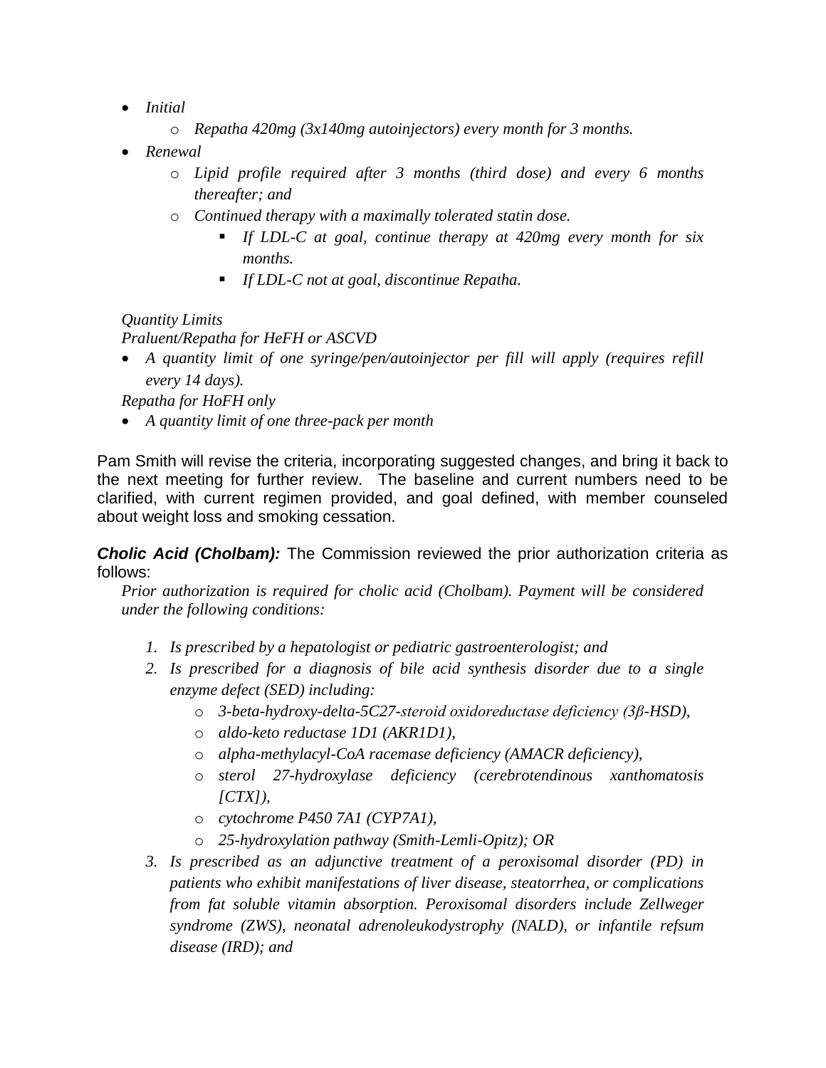- *Initial*
    - *Repatha 420mg (3x140mg autoinjectors) every month for 3 months.*
- *Renewal*
    - *Lipid profile required after 3 months (third dose) and every 6 months thereafter; and*
    - *Continued therapy with a maximally tolerated statin dose.*
        - *If LDL-C at goal, continue therapy at 420mg every month for six months.*
        - *If LDL-C not at goal, discontinue Repatha.*

*Quantity Limits*

*Praluent/Repatha for HeFH or ASCVD*

- *A quantity limit of one syringe/pen/autoinjector per fill will apply (requires refill every 14 days).*

*Repatha for HoFH only*

- *A quantity limit of one three-pack per month*

Pam Smith will revise the criteria, incorporating suggested changes, and bring it back to the next meeting for further review. The baseline and current numbers need to be clarified, with current regimen provided, and goal defined, with member counseled about weight loss and smoking cessation.

***Cholic Acid (Cholbam):*** The Commission reviewed the prior authorization criteria as follows:

*Prior authorization is required for cholic acid (Cholbam). Payment will be considered under the following conditions:*

1. *Is prescribed by a hepatologist or pediatric gastroenterologist; and*
2. *Is prescribed for a diagnosis of bile acid synthesis disorder due to a single enzyme defect (SED) including:*
    - *3-beta-hydroxy-delta-5C27-steroid oxidoreductase deficiency (3β-HSD),*
    - *aldo-keto reductase 1D1 (AKR1D1),*
    - *alpha-methylacyl-CoA racemase deficiency (AMACR deficiency),*
    - *sterol 27-hydroxylase deficiency (cerebrotendinous xanthomatosis [CTX]),*
    - *cytochrome P450 7A1 (CYP7A1),*
    - *25-hydroxylation pathway (Smith-Lemli-Opitz); OR*
3. *Is prescribed as an adjunctive treatment of a peroxisomal disorder (PD) in patients who exhibit manifestations of liver disease, steatorrhea, or complications from fat soluble vitamin absorption. Peroxisomal disorders include Zellweger syndrome (ZWS), neonatal adrenoleukodystrophy (NALD), or infantile refsum disease (IRD); and*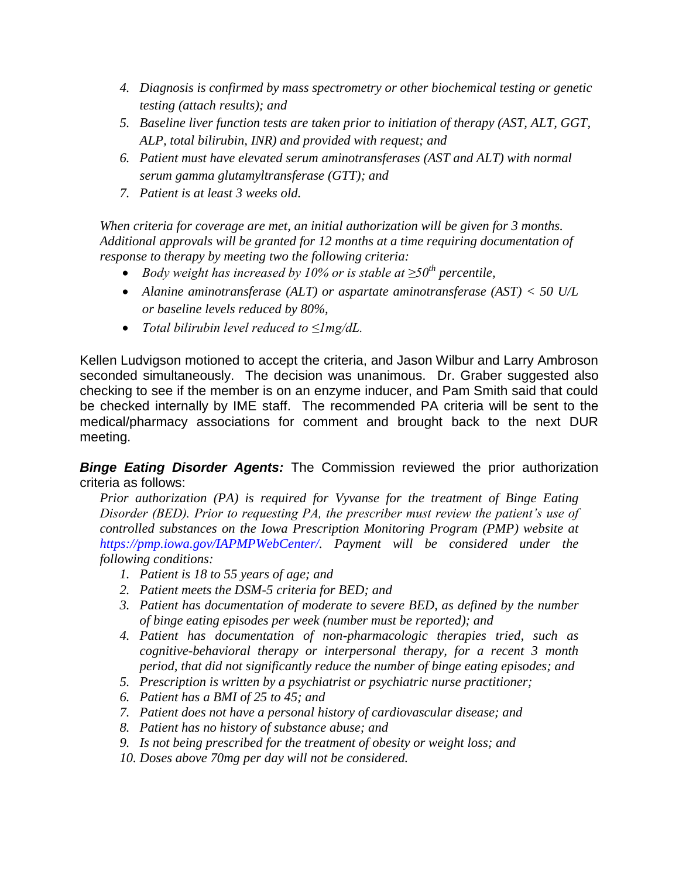4. *Diagnosis is confirmed by mass spectrometry or other biochemical testing or genetic testing (attach results); and*
5. *Baseline liver function tests are taken prior to initiation of therapy (AST, ALT, GGT, ALP, total bilirubin, INR) and provided with request; and*
6. *Patient must have elevated serum aminotransferases (AST and ALT) with normal serum gamma glutamyltransferase (GTT); and*
7. *Patient is at least 3 weeks old.*

*When criteria for coverage are met, an initial authorization will be given for 3 months. Additional approvals will be granted for 12 months at a time requiring documentation of response to therapy by meeting two the following criteria:*

- *Body weight has increased by 10% or is stable at $\geq 50^{th}$ percentile,*
- *Alanine aminotransferase (ALT) or aspartate aminotransferase (AST) < 50 U/L or baseline levels reduced by 80%,*
- *Total bilirubin level reduced to ≤1mg/dL.*

Kellen Ludvigson motioned to accept the criteria, and Jason Wilbur and Larry Ambroson seconded simultaneously. The decision was unanimous. Dr. Graber suggested also checking to see if the member is on an enzyme inducer, and Pam Smith said that could be checked internally by IME staff. The recommended PA criteria will be sent to the medical/pharmacy associations for comment and brought back to the next DUR meeting.

***Binge Eating Disorder Agents:*** The Commission reviewed the prior authorization criteria as follows:

*Prior authorization (PA) is required for Vyvanse for the treatment of Binge Eating Disorder (BED). Prior to requesting PA, the prescriber must review the patient's use of controlled substances on the Iowa Prescription Monitoring Program (PMP) website at https://pmp.iowa.gov/IAPMPWebCenter/. Payment will be considered under the following conditions:*

1. *Patient is 18 to 55 years of age; and*
2. *Patient meets the DSM-5 criteria for BED; and*
3. *Patient has documentation of moderate to severe BED, as defined by the number of binge eating episodes per week (number must be reported); and*
4. *Patient has documentation of non-pharmacologic therapies tried, such as cognitive-behavioral therapy or interpersonal therapy, for a recent 3 month period, that did not significantly reduce the number of binge eating episodes; and*
5. *Prescription is written by a psychiatrist or psychiatric nurse practitioner;*
6. *Patient has a BMI of 25 to 45; and*
7. *Patient does not have a personal history of cardiovascular disease; and*
8. *Patient has no history of substance abuse; and*
9. *Is not being prescribed for the treatment of obesity or weight loss; and*
10. *Doses above 70mg per day will not be considered.*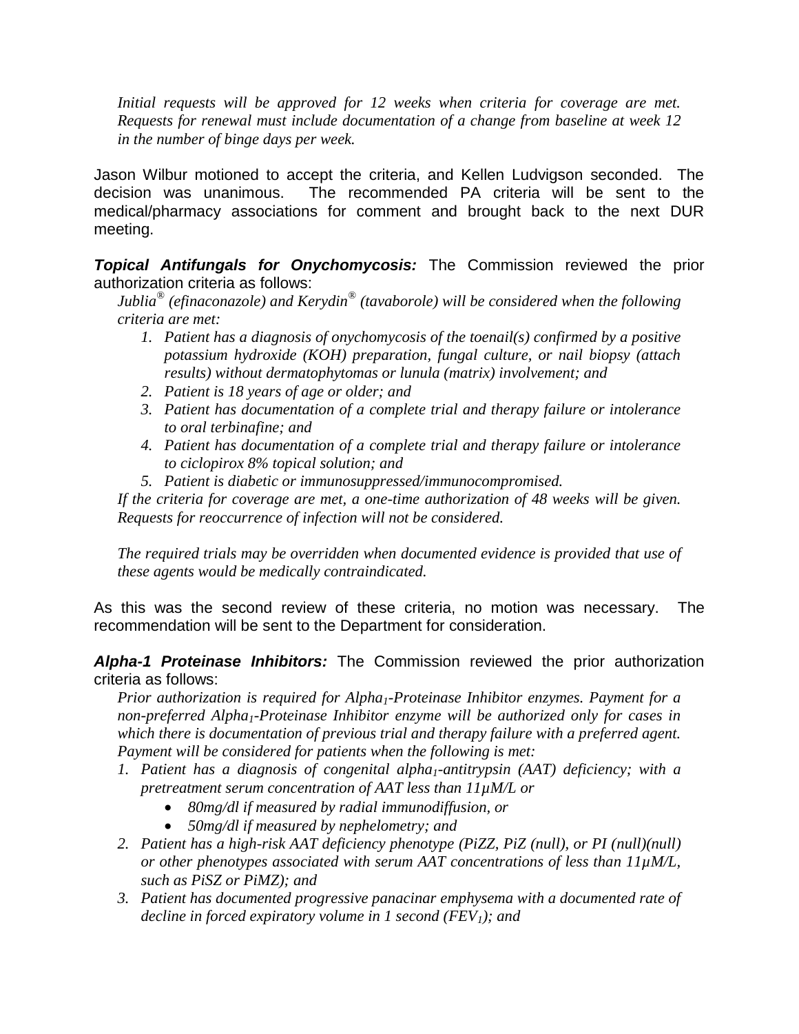*Initial requests will be approved for 12 weeks when criteria for coverage are met. Requests for renewal must include documentation of a change from baseline at week 12 in the number of binge days per week.*

Jason Wilbur motioned to accept the criteria, and Kellen Ludvigson seconded. The decision was unanimous. The recommended PA criteria will be sent to the medical/pharmacy associations for comment and brought back to the next DUR meeting.

***Topical Antifungals for Onychomycosis:*** The Commission reviewed the prior authorization criteria as follows:

*Jublia® (efinaconazole) and Kerydin® (tavaborole) will be considered when the following criteria are met:*

1. *Patient has a diagnosis of onychomycosis of the toenail(s) confirmed by a positive potassium hydroxide (KOH) preparation, fungal culture, or nail biopsy (attach results) without dermatophytomas or lunula (matrix) involvement; and*
2. *Patient is 18 years of age or older; and*
3. *Patient has documentation of a complete trial and therapy failure or intolerance to oral terbinafine; and*
4. *Patient has documentation of a complete trial and therapy failure or intolerance to ciclopirox 8% topical solution; and*
5. *Patient is diabetic or immunosuppressed/immunocompromised.*

*If the criteria for coverage are met, a one-time authorization of 48 weeks will be given. Requests for reoccurrence of infection will not be considered.*

*The required trials may be overridden when documented evidence is provided that use of these agents would be medically contraindicated.*

As this was the second review of these criteria, no motion was necessary. The recommendation will be sent to the Department for consideration.

***Alpha-1 Proteinase Inhibitors:*** The Commission reviewed the prior authorization criteria as follows:

*Prior authorization is required for Alpha$_1$-Proteinase Inhibitor enzymes. Payment for a non-preferred Alpha$_1$-Proteinase Inhibitor enzyme will be authorized only for cases in which there is documentation of previous trial and therapy failure with a preferred agent. Payment will be considered for patients when the following is met:*

1. *Patient has a diagnosis of congenital alpha$_1$-antitrypsin (AAT) deficiency; with a pretreatment serum concentration of AAT less than 11µM/L or*
   - *80mg/dl if measured by radial immunodiffusion, or*
   - *50mg/dl if measured by nephelometry; and*
2. *Patient has a high-risk AAT deficiency phenotype (PiZZ, PiZ (null), or PI (null)(null) or other phenotypes associated with serum AAT concentrations of less than 11µM/L, such as PiSZ or PiMZ); and*
3. *Patient has documented progressive panacinar emphysema with a documented rate of decline in forced expiratory volume in 1 second (FEV$_1$); and*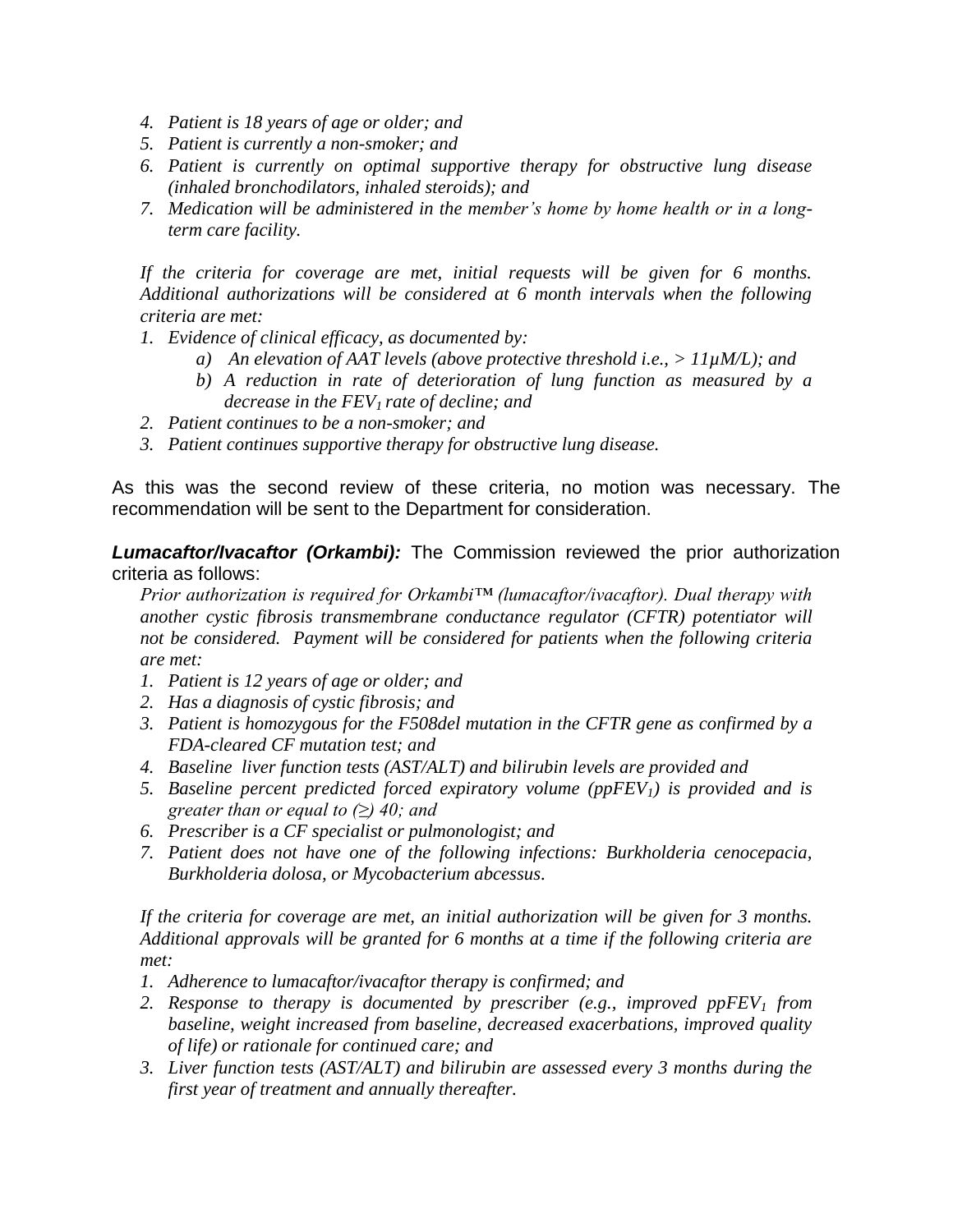4. *Patient is 18 years of age or older; and*
5. *Patient is currently a non-smoker; and*
6. *Patient is currently on optimal supportive therapy for obstructive lung disease (inhaled bronchodilators, inhaled steroids); and*
7. *Medication will be administered in the member's home by home health or in a long-term care facility.*

*If the criteria for coverage are met, initial requests will be given for 6 months. Additional authorizations will be considered at 6 month intervals when the following criteria are met:*

1. *Evidence of clinical efficacy, as documented by:*
    a) *An elevation of AAT levels (above protective threshold i.e., > 11μM/L); and*
    b) *A reduction in rate of deterioration of lung function as measured by a decrease in the $FEV_1$ rate of decline; and*
2. *Patient continues to be a non-smoker; and*
3. *Patient continues supportive therapy for obstructive lung disease.*

As this was the second review of these criteria, no motion was necessary. The recommendation will be sent to the Department for consideration.

***Lumacaftor/Ivacaftor (Orkambi):*** The Commission reviewed the prior authorization criteria as follows:

*Prior authorization is required for Orkambi™ (lumacaftor/ivacaftor). Dual therapy with another cystic fibrosis transmembrane conductance regulator (CFTR) potentiator will not be considered. Payment will be considered for patients when the following criteria are met:*

1. *Patient is 12 years of age or older; and*
2. *Has a diagnosis of cystic fibrosis; and*
3. *Patient is homozygous for the F508del mutation in the CFTR gene as confirmed by a FDA-cleared CF mutation test; and*
4. *Baseline liver function tests (AST/ALT) and bilirubin levels are provided and*
5. *Baseline percent predicted forced expiratory volume ($ppFEV_1$) is provided and is greater than or equal to (≥) 40; and*
6. *Prescriber is a CF specialist or pulmonologist; and*
7. *Patient does not have one of the following infections: Burkholderia cenocepacia, Burkholderia dolosa, or Mycobacterium abcessus.*

*If the criteria for coverage are met, an initial authorization will be given for 3 months. Additional approvals will be granted for 6 months at a time if the following criteria are met:*

1. *Adherence to lumacaftor/ivacaftor therapy is confirmed; and*
2. *Response to therapy is documented by prescriber (e.g., improved $ppFEV_1$ from baseline, weight increased from baseline, decreased exacerbations, improved quality of life) or rationale for continued care; and*
3. *Liver function tests (AST/ALT) and bilirubin are assessed every 3 months during the first year of treatment and annually thereafter.*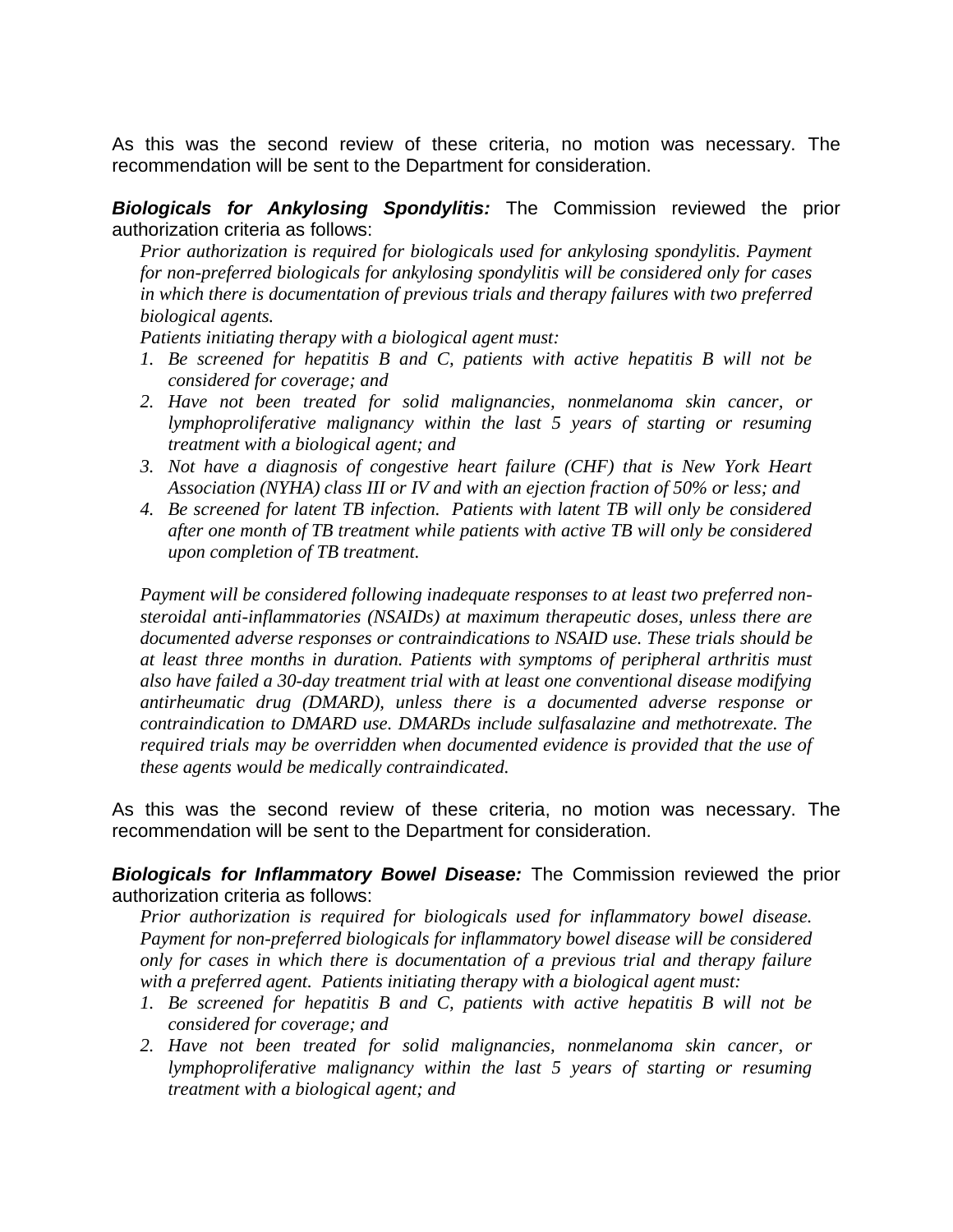As this was the second review of these criteria, no motion was necessary. The recommendation will be sent to the Department for consideration.

***Biologicals for Ankylosing Spondylitis:*** The Commission reviewed the prior authorization criteria as follows:

*Prior authorization is required for biologicals used for ankylosing spondylitis. Payment for non-preferred biologicals for ankylosing spondylitis will be considered only for cases in which there is documentation of previous trials and therapy failures with two preferred biological agents.*

*Patients initiating therapy with a biological agent must:*

1. *Be screened for hepatitis B and C, patients with active hepatitis B will not be considered for coverage; and*
2. *Have not been treated for solid malignancies, nonmelanoma skin cancer, or lymphoproliferative malignancy within the last 5 years of starting or resuming treatment with a biological agent; and*
3. *Not have a diagnosis of congestive heart failure (CHF) that is New York Heart Association (NYHA) class III or IV and with an ejection fraction of 50% or less; and*
4. *Be screened for latent TB infection. Patients with latent TB will only be considered after one month of TB treatment while patients with active TB will only be considered upon completion of TB treatment.*

*Payment will be considered following inadequate responses to at least two preferred non-steroidal anti-inflammatories (NSAIDs) at maximum therapeutic doses, unless there are documented adverse responses or contraindications to NSAID use. These trials should be at least three months in duration. Patients with symptoms of peripheral arthritis must also have failed a 30-day treatment trial with at least one conventional disease modifying antirheumatic drug (DMARD), unless there is a documented adverse response or contraindication to DMARD use. DMARDs include sulfasalazine and methotrexate. The required trials may be overridden when documented evidence is provided that the use of these agents would be medically contraindicated.*

As this was the second review of these criteria, no motion was necessary. The recommendation will be sent to the Department for consideration.

***Biologicals for Inflammatory Bowel Disease:*** The Commission reviewed the prior authorization criteria as follows:

*Prior authorization is required for biologicals used for inflammatory bowel disease. Payment for non-preferred biologicals for inflammatory bowel disease will be considered only for cases in which there is documentation of a previous trial and therapy failure with a preferred agent. Patients initiating therapy with a biological agent must:*

1. *Be screened for hepatitis B and C, patients with active hepatitis B will not be considered for coverage; and*
2. *Have not been treated for solid malignancies, nonmelanoma skin cancer, or lymphoproliferative malignancy within the last 5 years of starting or resuming treatment with a biological agent; and*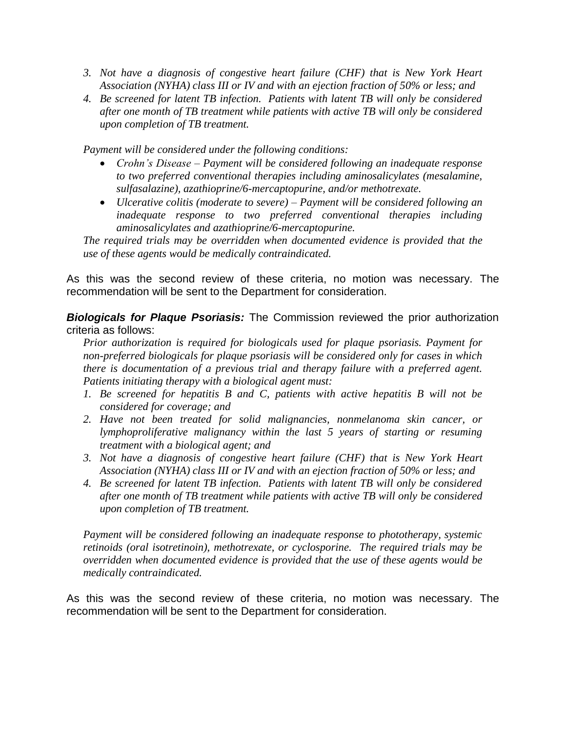3. *Not have a diagnosis of congestive heart failure (CHF) that is New York Heart Association (NYHA) class III or IV and with an ejection fraction of 50% or less; and*
4. *Be screened for latent TB infection. Patients with latent TB will only be considered after one month of TB treatment while patients with active TB will only be considered upon completion of TB treatment.*

*Payment will be considered under the following conditions:*

- *Crohn's Disease – Payment will be considered following an inadequate response to two preferred conventional therapies including aminosalicylates (mesalamine, sulfasalazine), azathioprine/6-mercaptopurine, and/or methotrexate.*
- *Ulcerative colitis (moderate to severe) – Payment will be considered following an inadequate response to two preferred conventional therapies including aminosalicylates and azathioprine/6-mercaptopurine.*

*The required trials may be overridden when documented evidence is provided that the use of these agents would be medically contraindicated.*

As this was the second review of these criteria, no motion was necessary. The recommendation will be sent to the Department for consideration.

***Biologicals for Plaque Psoriasis:*** The Commission reviewed the prior authorization criteria as follows:

*Prior authorization is required for biologicals used for plaque psoriasis. Payment for non-preferred biologicals for plaque psoriasis will be considered only for cases in which there is documentation of a previous trial and therapy failure with a preferred agent. Patients initiating therapy with a biological agent must:*

1. *Be screened for hepatitis B and C, patients with active hepatitis B will not be considered for coverage; and*
2. *Have not been treated for solid malignancies, nonmelanoma skin cancer, or lymphoproliferative malignancy within the last 5 years of starting or resuming treatment with a biological agent; and*
3. *Not have a diagnosis of congestive heart failure (CHF) that is New York Heart Association (NYHA) class III or IV and with an ejection fraction of 50% or less; and*
4. *Be screened for latent TB infection. Patients with latent TB will only be considered after one month of TB treatment while patients with active TB will only be considered upon completion of TB treatment.*

*Payment will be considered following an inadequate response to phototherapy, systemic retinoids (oral isotretinoin), methotrexate, or cyclosporine. The required trials may be overridden when documented evidence is provided that the use of these agents would be medically contraindicated.*

As this was the second review of these criteria, no motion was necessary. The recommendation will be sent to the Department for consideration.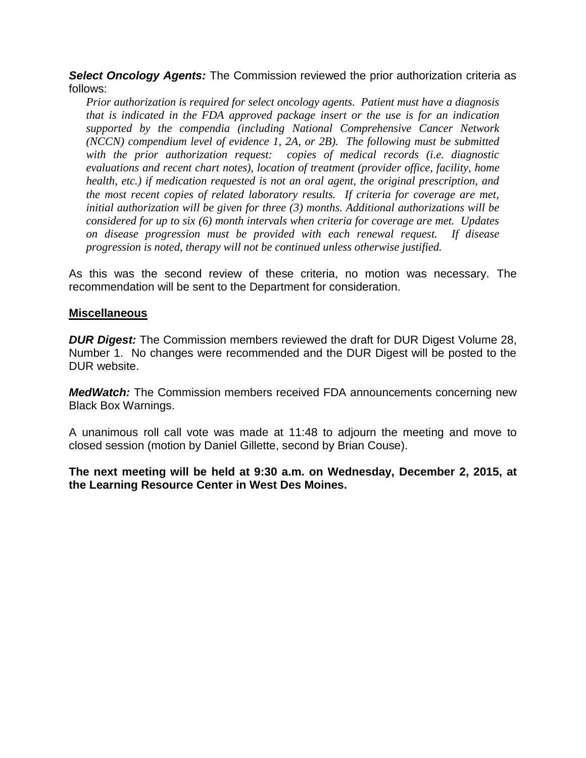***Select Oncology Agents:*** The Commission reviewed the prior authorization criteria as follows:

> *Prior authorization is required for select oncology agents. Patient must have a diagnosis that is indicated in the FDA approved package insert or the use is for an indication supported by the compendia (including National Comprehensive Cancer Network (NCCN) compendium level of evidence 1, 2A, or 2B). The following must be submitted with the prior authorization request: copies of medical records (i.e. diagnostic evaluations and recent chart notes), location of treatment (provider office, facility, home health, etc.) if medication requested is not an oral agent, the original prescription, and the most recent copies of related laboratory results. If criteria for coverage are met, initial authorization will be given for three (3) months. Additional authorizations will be considered for up to six (6) month intervals when criteria for coverage are met. Updates on disease progression must be provided with each renewal request. If disease progression is noted, therapy will not be continued unless otherwise justified.*

As this was the second review of these criteria, no motion was necessary. The recommendation will be sent to the Department for consideration.

**<u>Miscellaneous</u>**

***DUR Digest:*** The Commission members reviewed the draft for DUR Digest Volume 28, Number 1. No changes were recommended and the DUR Digest will be posted to the DUR website.

***MedWatch:*** The Commission members received FDA announcements concerning new Black Box Warnings.

A unanimous roll call vote was made at 11:48 to adjourn the meeting and move to closed session (motion by Daniel Gillette, second by Brian Couse).

**The next meeting will be held at 9:30 a.m. on Wednesday, December 2, 2015, at the Learning Resource Center in West Des Moines.**